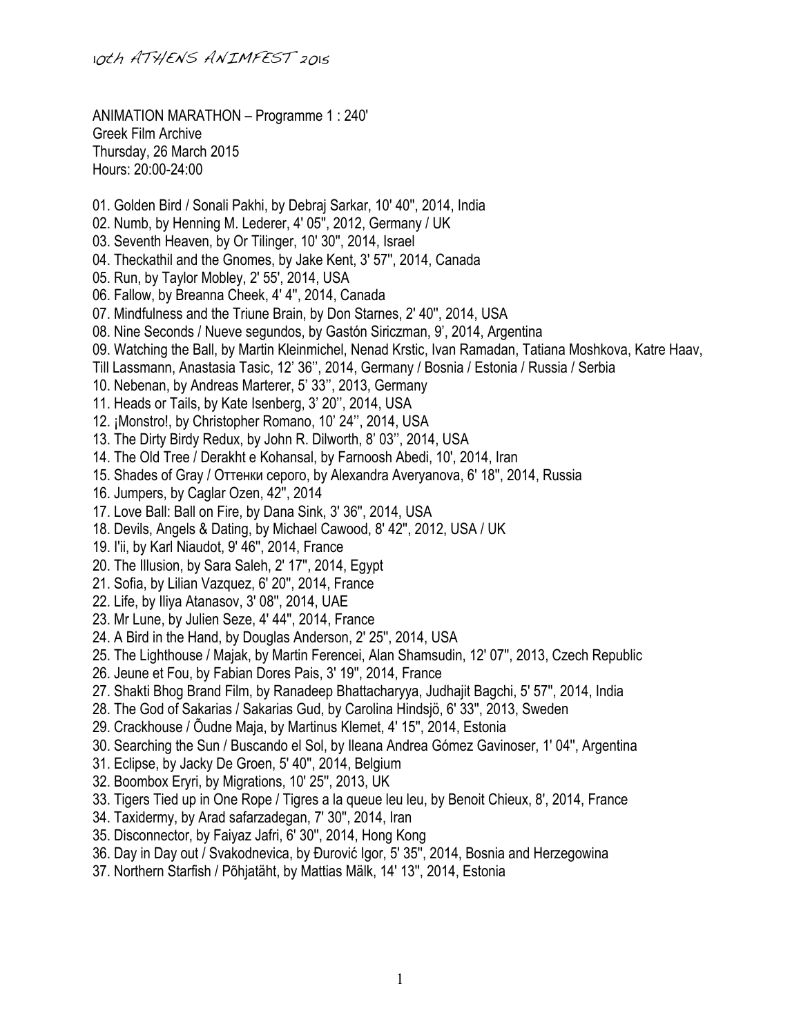10th ATHENS ANIMFEST 2015

ANIMATION MARATHON – Programme 1 : 240'
Greek Film Archive
Thursday, 26 March 2015
Hours: 20:00-24:00

01. Golden Bird / Sonali Pakhi, by Debraj Sarkar, 10' 40'', 2014, India
02. Numb, by Henning M. Lederer, 4' 05'', 2012, Germany / UK
03. Seventh Heaven, by Or Tilinger, 10' 30'', 2014, Israel
04. Theckathil and the Gnomes, by Jake Kent, 3' 57'', 2014, Canada
05. Run, by Taylor Mobley, 2' 55', 2014, USA
06. Fallow, by Breanna Cheek, 4' 4'', 2014, Canada
07. Mindfulness and the Triune Brain, by Don Starnes, 2' 40'', 2014, USA
08. Nine Seconds / Nueve segundos, by Gastón Siriczman, 9', 2014, Argentina
09. Watching the Ball, by Martin Kleinmichel, Nenad Krstic, Ivan Ramadan, Tatiana Moshkova, Katre Haav, Till Lassmann, Anastasia Tasic, 12' 36'', 2014, Germany / Bosnia / Estonia / Russia / Serbia
10. Nebenan, by Andreas Marterer, 5' 33'', 2013, Germany
11. Heads or Tails, by Kate Isenberg, 3' 20'', 2014, USA
12. ¡Monstro!, by Christopher Romano, 10' 24'', 2014, USA
13. The Dirty Birdy Redux, by John R. Dilworth, 8' 03'', 2014, USA
14. The Old Tree / Derakht e Kohansal, by Farnoosh Abedi, 10', 2014, Iran
15. Shades of Gray / Оттенки серого, by Alexandra Averyanova, 6' 18'', 2014, Russia
16. Jumpers, by Caglar Ozen, 42'', 2014
17. Love Ball: Ball on Fire, by Dana Sink, 3' 36'', 2014, USA
18. Devils, Angels & Dating, by Michael Cawood, 8' 42'', 2012, USA / UK
19. I'ii, by Karl Niaudot, 9' 46'', 2014, France
20. The Illusion, by Sara Saleh, 2' 17'', 2014, Egypt
21. Sofia, by Lilian Vazquez, 6' 20'', 2014, France
22. Life, by Iliya Atanasov, 3' 08'', 2014, UAE
23. Mr Lune, by Julien Seze, 4' 44'', 2014, France
24. A Bird in the Hand, by Douglas Anderson, 2' 25'', 2014, USA
25. The Lighthouse / Majak, by Martin Ferencei, Alan Shamsudin, 12' 07'', 2013, Czech Republic
26. Jeune et Fou, by Fabian Dores Pais, 3' 19'', 2014, France
27. Shakti Bhog Brand Film, by Ranadeep Bhattacharyya, Judhajit Bagchi, 5' 57'', 2014, India
28. The God of Sakarias / Sakarias Gud, by Carolina Hindsjö, 6' 33'', 2013, Sweden
29. Crackhouse / Õudne Maja, by Martinus Klemet, 4' 15'', 2014, Estonia
30. Searching the Sun / Buscando el Sol, by Ileana Andrea Gómez Gavinoser, 1' 04'', Argentina
31. Eclipse, by Jacky De Groen, 5' 40'', 2014, Belgium
32. Boombox Eryri, by Migrations, 10' 25'', 2013, UK
33. Tigers Tied up in One Rope / Tigres a la queue leu leu, by Benoit Chieux, 8', 2014, France
34. Taxidermy, by Arad safarzadegan, 7' 30'', 2014, Iran
35. Disconnector, by Faiyaz Jafri, 6' 30'', 2014, Hong Kong
36. Day in Day out / Svakodnevica, by Đurović Igor, 5' 35'', 2014, Bosnia and Herzegowina
37. Northern Starfish / Põhjatäht, by Mattias Mälk, 14' 13'', 2014, Estonia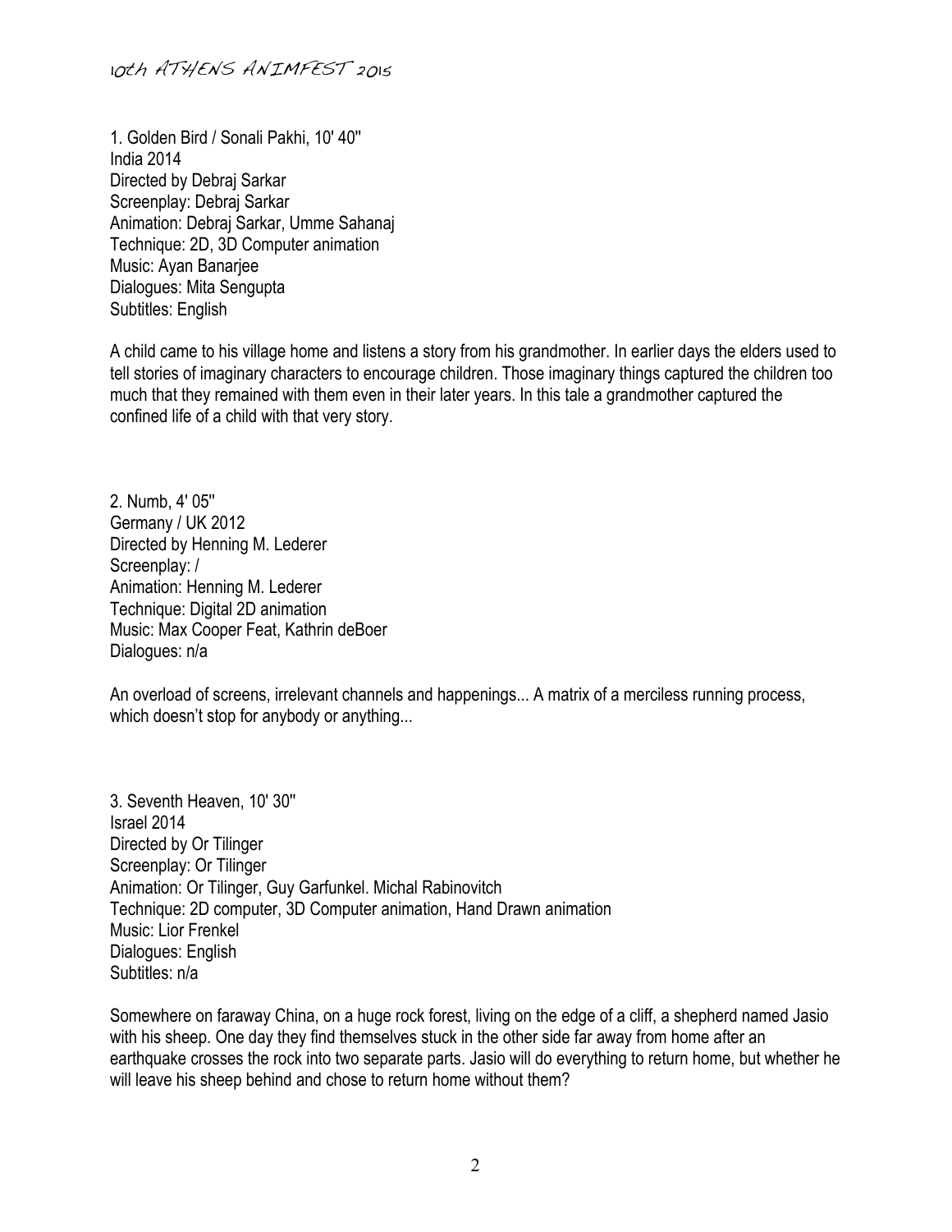1. Golden Bird / Sonali Pakhi, 10' 40''
India 2014
Directed by Debraj Sarkar
Screenplay: Debraj Sarkar
Animation: Debraj Sarkar, Umme Sahanaj
Technique: 2D, 3D Computer animation
Music: Ayan Banarjee
Dialogues: Mita Sengupta
Subtitles: English

A child came to his village home and listens a story from his grandmother. In earlier days the elders used to tell stories of imaginary characters to encourage children. Those imaginary things captured the children too much that they remained with them even in their later years. In this tale a grandmother captured the confined life of a child with that very story.

2. Numb, 4' 05''
Germany / UK 2012
Directed by Henning M. Lederer
Screenplay: /
Animation: Henning M. Lederer
Technique: Digital 2D animation
Music: Max Cooper Feat, Kathrin deBoer
Dialogues: n/a

An overload of screens, irrelevant channels and happenings... A matrix of a merciless running process, which doesn't stop for anybody or anything...

3. Seventh Heaven, 10' 30''
Israel 2014
Directed by Or Tilinger
Screenplay: Or Tilinger
Animation: Or Tilinger, Guy Garfunkel. Michal Rabinovitch
Technique: 2D computer, 3D Computer animation, Hand Drawn animation
Music: Lior Frenkel
Dialogues: English
Subtitles: n/a

Somewhere on faraway China, on a huge rock forest, living on the edge of a cliff, a shepherd named Jasio with his sheep. One day they find themselves stuck in the other side far away from home after an earthquake crosses the rock into two separate parts. Jasio will do everything to return home, but whether he will leave his sheep behind and chose to return home without them?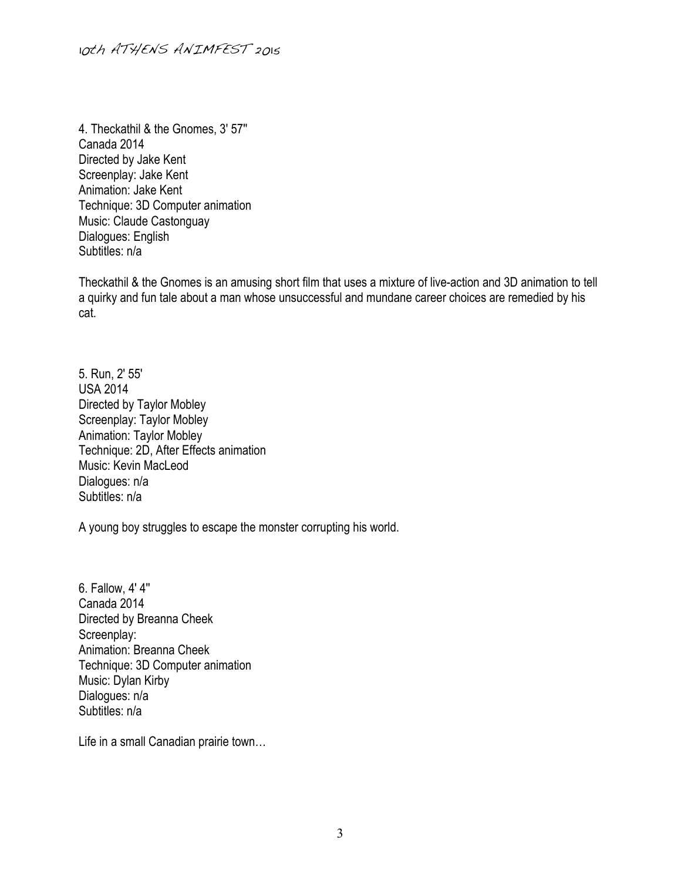4. Theckathil & the Gnomes, 3' 57''
Canada 2014
Directed by Jake Kent
Screenplay: Jake Kent
Animation: Jake Kent
Technique: 3D Computer animation
Music: Claude Castonguay
Dialogues: English
Subtitles: n/a

Theckathil & the Gnomes is an amusing short film that uses a mixture of live-action and 3D animation to tell a quirky and fun tale about a man whose unsuccessful and mundane career choices are remedied by his cat.

5. Run, 2' 55'
USA 2014
Directed by Taylor Mobley
Screenplay: Taylor Mobley
Animation: Taylor Mobley
Technique: 2D, After Effects animation
Music: Kevin MacLeod
Dialogues: n/a
Subtitles: n/a

A young boy struggles to escape the monster corrupting his world.

6. Fallow, 4' 4''
Canada 2014
Directed by Breanna Cheek
Screenplay:
Animation: Breanna Cheek
Technique: 3D Computer animation
Music: Dylan Kirby
Dialogues: n/a
Subtitles: n/a

Life in a small Canadian prairie town…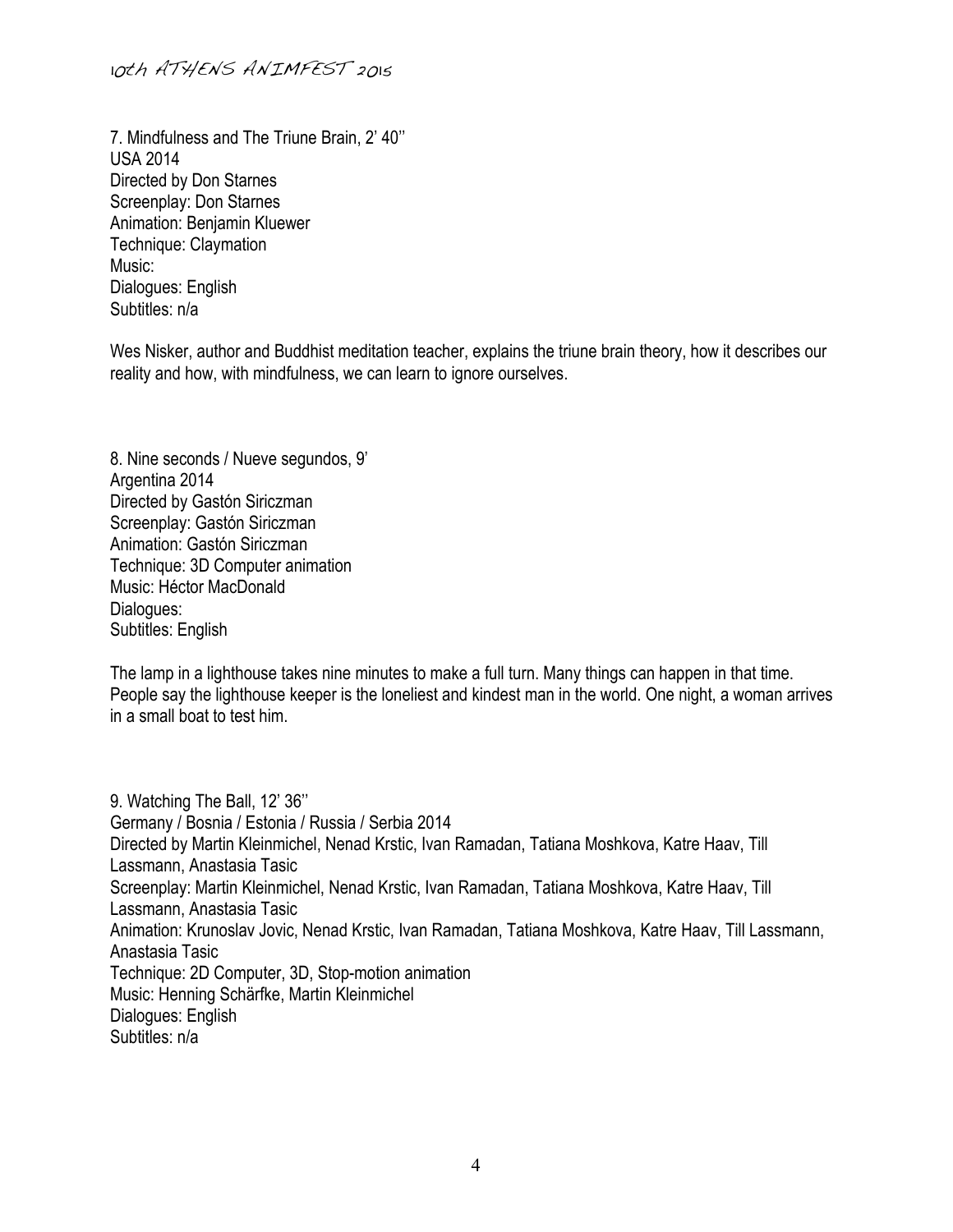7. Mindfulness and The Triune Brain, 2' 40''
USA 2014
Directed by Don Starnes
Screenplay: Don Starnes
Animation: Benjamin Kluewer
Technique: Claymation
Music:
Dialogues: English
Subtitles: n/a

Wes Nisker, author and Buddhist meditation teacher, explains the triune brain theory, how it describes our reality and how, with mindfulness, we can learn to ignore ourselves.

8. Nine seconds / Nueve segundos, 9'
Argentina 2014
Directed by Gastón Siriczman
Screenplay: Gastón Siriczman
Animation: Gastón Siriczman
Technique: 3D Computer animation
Music: Héctor MacDonald
Dialogues:
Subtitles: English

The lamp in a lighthouse takes nine minutes to make a full turn. Many things can happen in that time. People say the lighthouse keeper is the loneliest and kindest man in the world. One night, a woman arrives in a small boat to test him.

9. Watching The Ball, 12' 36''
Germany / Bosnia / Estonia / Russia / Serbia 2014
Directed by Martin Kleinmichel, Nenad Krstic, Ivan Ramadan, Tatiana Moshkova, Katre Haav, Till Lassmann, Anastasia Tasic
Screenplay: Martin Kleinmichel, Nenad Krstic, Ivan Ramadan, Tatiana Moshkova, Katre Haav, Till Lassmann, Anastasia Tasic
Animation: Krunoslav Jovic, Nenad Krstic, Ivan Ramadan, Tatiana Moshkova, Katre Haav, Till Lassmann, Anastasia Tasic
Technique: 2D Computer, 3D, Stop-motion animation
Music: Henning Schärfke, Martin Kleinmichel
Dialogues: English
Subtitles: n/a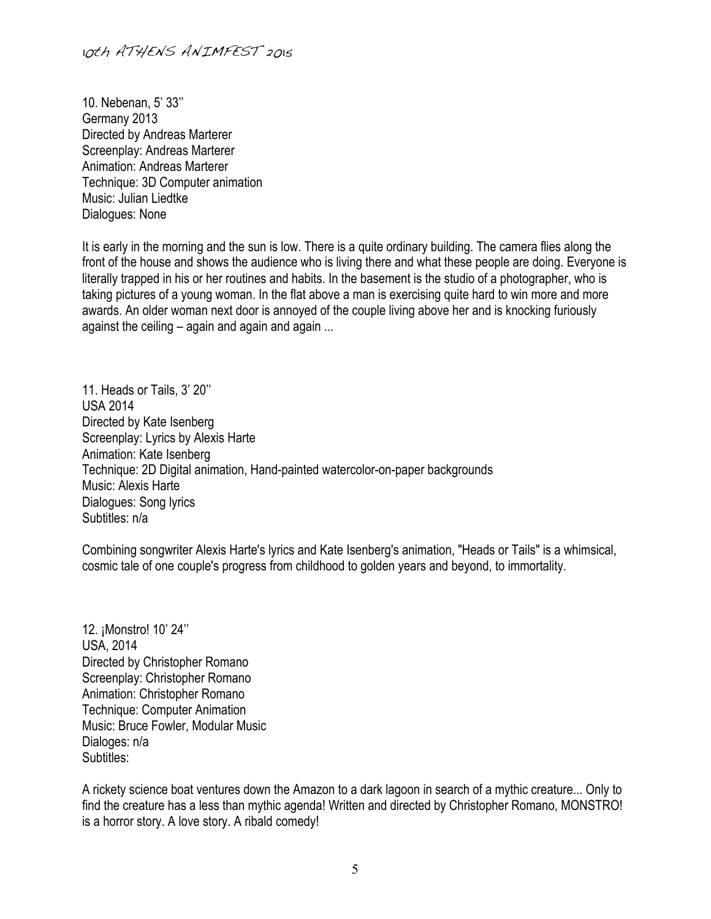10. Nebenan, 5' 33''
Germany 2013
Directed by Andreas Marterer
Screenplay: Andreas Marterer
Animation: Andreas Marterer
Technique: 3D Computer animation
Music: Julian Liedtke
Dialogues: None

It is early in the morning and the sun is low. There is a quite ordinary building. The camera flies along the front of the house and shows the audience who is living there and what these people are doing. Everyone is literally trapped in his or her routines and habits. In the basement is the studio of a photographer, who is taking pictures of a young woman. In the flat above a man is exercising quite hard to win more and more awards. An older woman next door is annoyed of the couple living above her and is knocking furiously against the ceiling – again and again and again ...

11. Heads or Tails, 3' 20''
USA 2014
Directed by Kate Isenberg
Screenplay: Lyrics by Alexis Harte
Animation: Kate Isenberg
Technique: 2D Digital animation, Hand-painted watercolor-on-paper backgrounds
Music: Alexis Harte
Dialogues: Song lyrics
Subtitles: n/a

Combining songwriter Alexis Harte's lyrics and Kate Isenberg's animation, "Heads or Tails" is a whimsical, cosmic tale of one couple's progress from childhood to golden years and beyond, to immortality.

12. ¡Monstro! 10' 24''
USA, 2014
Directed by Christopher Romano
Screenplay: Christopher Romano
Animation: Christopher Romano
Technique: Computer Animation
Music: Bruce Fowler, Modular Music
Dialoges: n/a
Subtitles:

A rickety science boat ventures down the Amazon to a dark lagoon in search of a mythic creature... Only to find the creature has a less than mythic agenda! Written and directed by Christopher Romano, MONSTRO! is a horror story. A love story. A ribald comedy!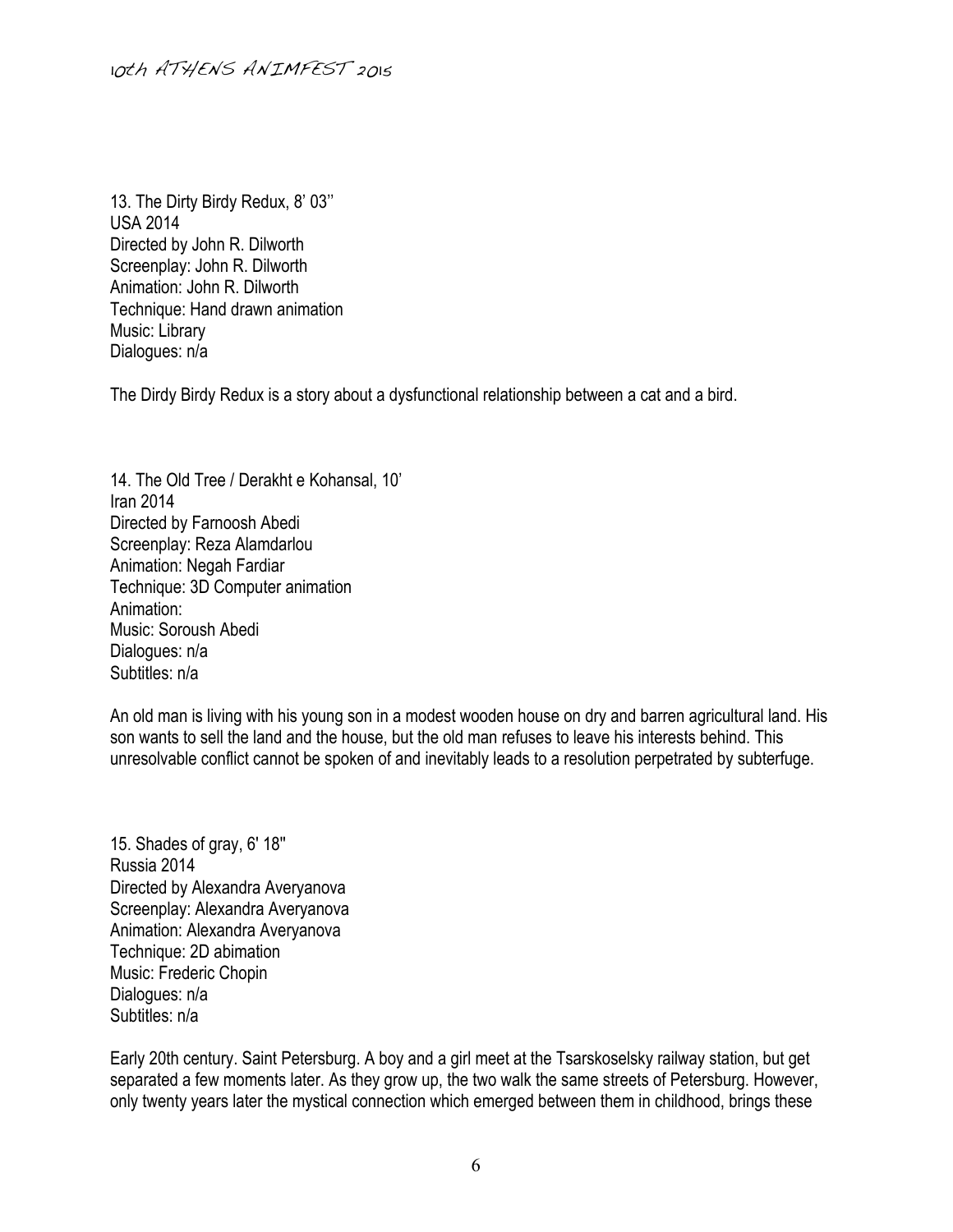13. The Dirty Birdy Redux, 8' 03''
USA 2014
Directed by John R. Dilworth
Screenplay: John R. Dilworth
Animation: John R. Dilworth
Technique: Hand drawn animation
Music: Library
Dialogues: n/a

The Dirdy Birdy Redux is a story about a dysfunctional relationship between a cat and a bird.

14. The Old Tree / Derakht e Kohansal, 10'
Iran 2014
Directed by Farnoosh Abedi
Screenplay: Reza Alamdarlou
Animation: Negah Fardiar
Technique: 3D Computer animation
Animation:
Music: Soroush Abedi
Dialogues: n/a
Subtitles: n/a

An old man is living with his young son in a modest wooden house on dry and barren agricultural land. His son wants to sell the land and the house, but the old man refuses to leave his interests behind. This unresolvable conflict cannot be spoken of and inevitably leads to a resolution perpetrated by subterfuge.

15. Shades of gray, 6' 18''
Russia 2014
Directed by Alexandra Averyanova
Screenplay: Alexandra Averyanova
Animation: Alexandra Averyanova
Technique: 2D abimation
Music: Frederic Chopin
Dialogues: n/a
Subtitles: n/a

Early 20th century. Saint Petersburg. A boy and a girl meet at the Tsarskoselsky railway station, but get separated a few moments later. As they grow up, the two walk the same streets of Petersburg. However, only twenty years later the mystical connection which emerged between them in childhood, brings these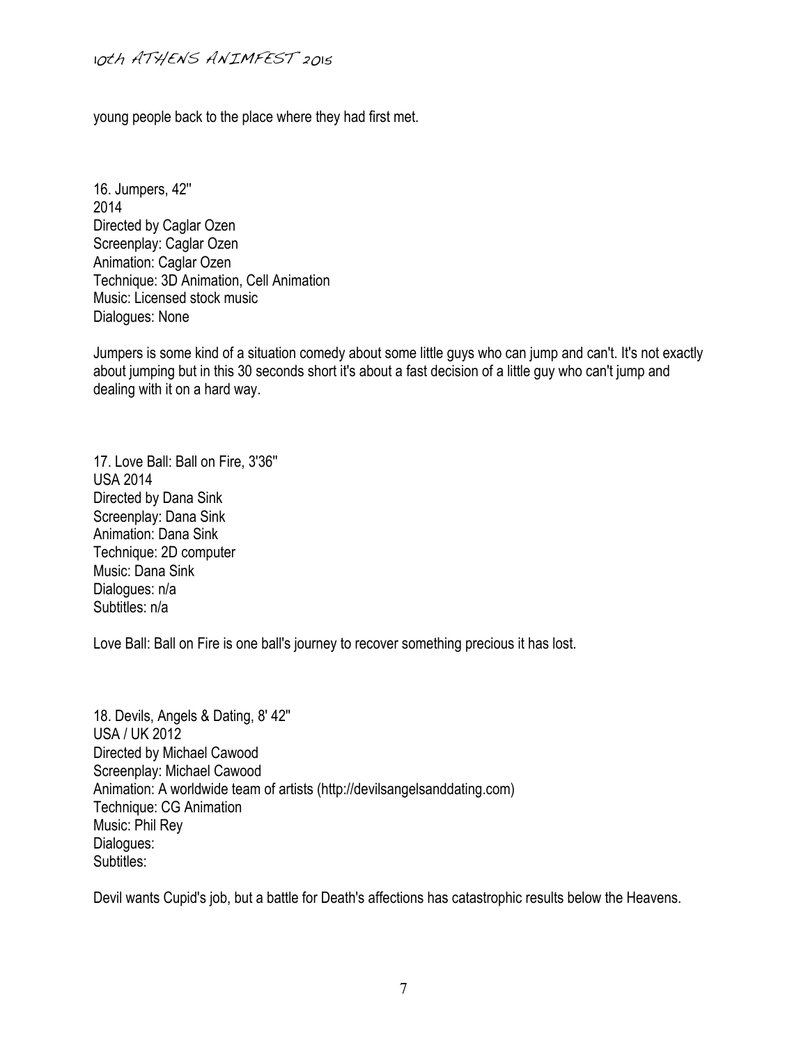young people back to the place where they had first met.

16. Jumpers, 42''
2014
Directed by Caglar Ozen
Screenplay: Caglar Ozen
Animation: Caglar Ozen
Technique: 3D Animation, Cell Animation
Music: Licensed stock music
Dialogues: None

Jumpers is some kind of a situation comedy about some little guys who can jump and can't. It's not exactly about jumping but in this 30 seconds short it's about a fast decision of a little guy who can't jump and dealing with it on a hard way.

17. Love Ball: Ball on Fire, 3'36''
USA 2014
Directed by Dana Sink
Screenplay: Dana Sink
Animation: Dana Sink
Technique: 2D computer
Music: Dana Sink
Dialogues: n/a
Subtitles: n/a

Love Ball: Ball on Fire is one ball's journey to recover something precious it has lost.

18. Devils, Angels & Dating, 8' 42''
USA / UK 2012
Directed by Michael Cawood
Screenplay: Michael Cawood
Animation: A worldwide team of artists (http://devilsangelsanddating.com)
Technique: CG Animation
Music: Phil Rey
Dialogues:
Subtitles:

Devil wants Cupid's job, but a battle for Death's affections has catastrophic results below the Heavens.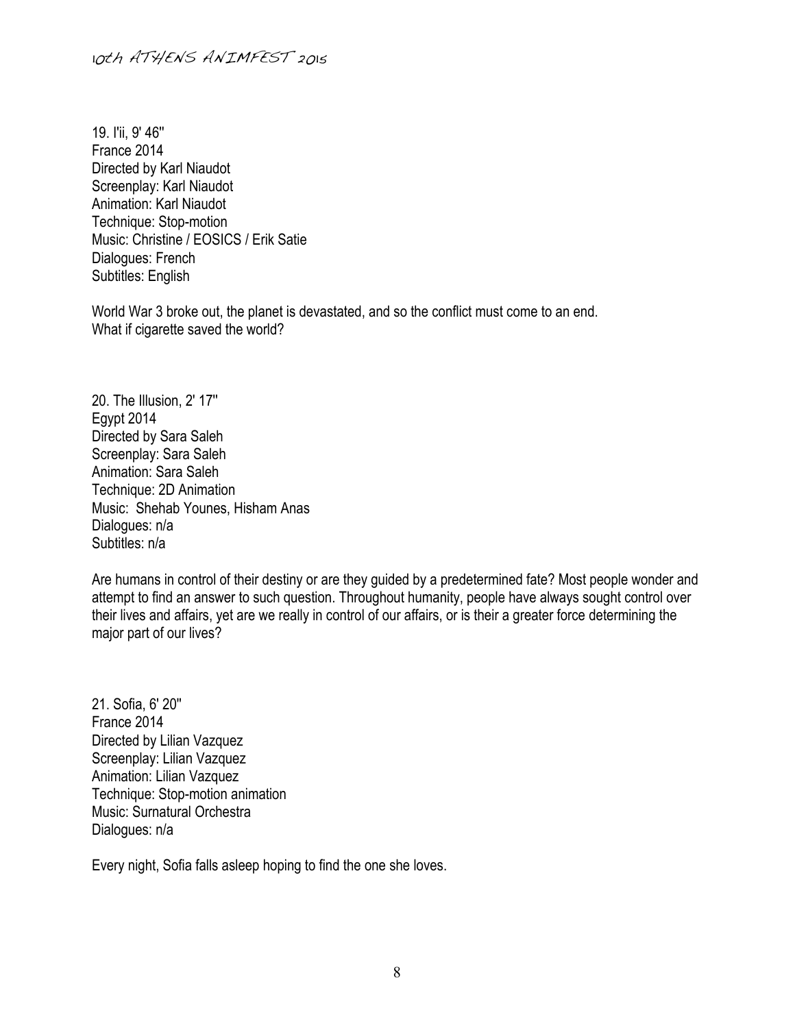19. I'ii, 9' 46''
France 2014
Directed by Karl Niaudot
Screenplay: Karl Niaudot
Animation: Karl Niaudot
Technique: Stop-motion
Music: Christine / EOSICS / Erik Satie
Dialogues: French
Subtitles: English

World War 3 broke out, the planet is devastated, and so the conflict must come to an end.
What if cigarette saved the world?

20. The Illusion, 2' 17''
Egypt 2014
Directed by Sara Saleh
Screenplay: Sara Saleh
Animation: Sara Saleh
Technique: 2D Animation
Music: Shehab Younes, Hisham Anas
Dialogues: n/a
Subtitles: n/a

Are humans in control of their destiny or are they guided by a predetermined fate? Most people wonder and attempt to find an answer to such question. Throughout humanity, people have always sought control over their lives and affairs, yet are we really in control of our affairs, or is their a greater force determining the major part of our lives?

21. Sofia, 6' 20''
France 2014
Directed by Lilian Vazquez
Screenplay: Lilian Vazquez
Animation: Lilian Vazquez
Technique: Stop-motion animation
Music: Surnatural Orchestra
Dialogues: n/a

Every night, Sofia falls asleep hoping to find the one she loves.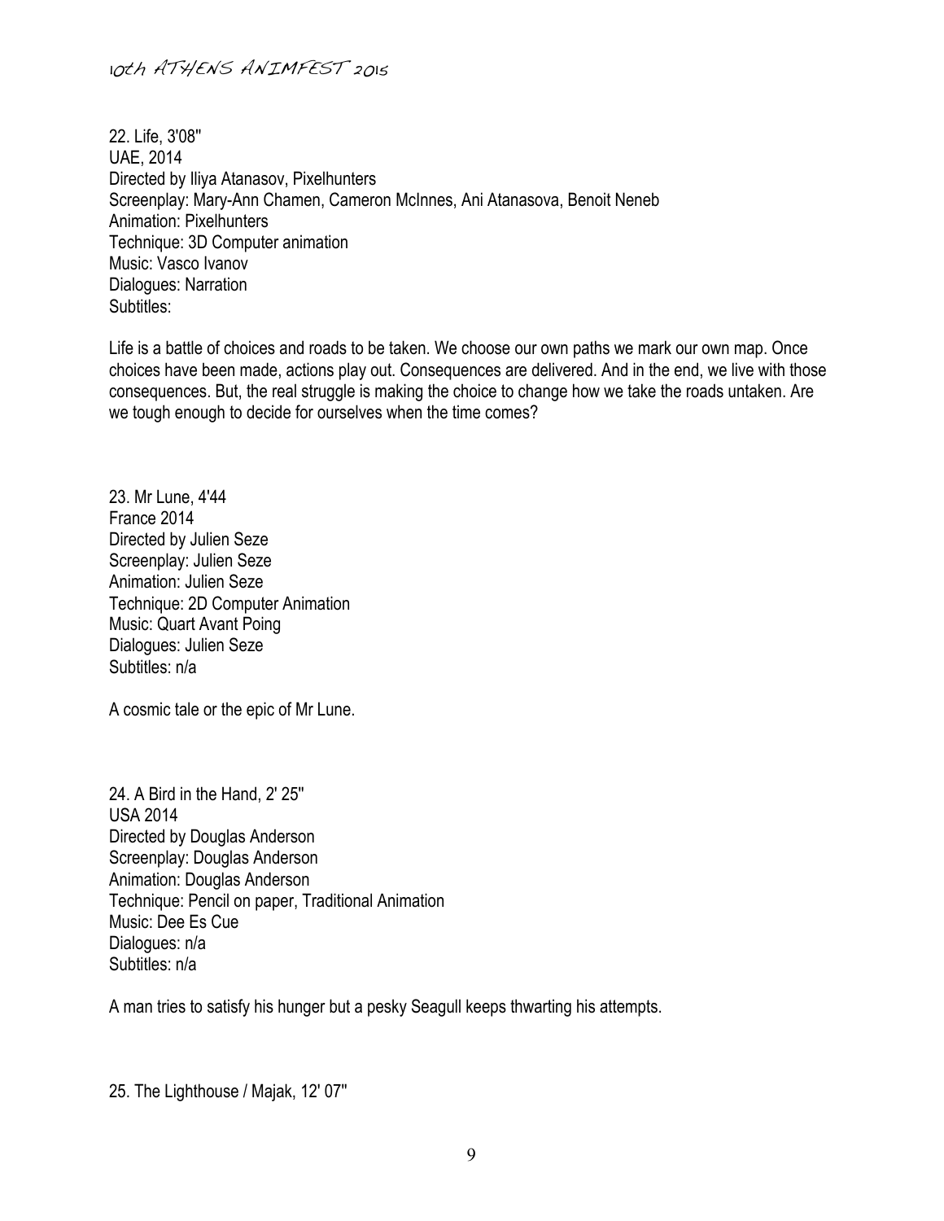22. Life, 3'08''
UAE, 2014
Directed by Iliya Atanasov, Pixelhunters
Screenplay: Mary-Ann Chamen, Cameron McInnes, Ani Atanasova, Benoit Neneb
Animation: Pixelhunters
Technique: 3D Computer animation
Music: Vasco Ivanov
Dialogues: Narration
Subtitles:

Life is a battle of choices and roads to be taken. We choose our own paths we mark our own map. Once choices have been made, actions play out. Consequences are delivered. And in the end, we live with those consequences. But, the real struggle is making the choice to change how we take the roads untaken. Are we tough enough to decide for ourselves when the time comes?

23. Mr Lune, 4'44
France 2014
Directed by Julien Seze
Screenplay: Julien Seze
Animation: Julien Seze
Technique: 2D Computer Animation
Music: Quart Avant Poing
Dialogues: Julien Seze
Subtitles: n/a

A cosmic tale or the epic of Mr Lune.

24. A Bird in the Hand, 2' 25''
USA 2014
Directed by Douglas Anderson
Screenplay: Douglas Anderson
Animation: Douglas Anderson
Technique: Pencil on paper, Traditional Animation
Music: Dee Es Cue
Dialogues: n/a
Subtitles: n/a

A man tries to satisfy his hunger but a pesky Seagull keeps thwarting his attempts.

25. The Lighthouse / Majak, 12' 07''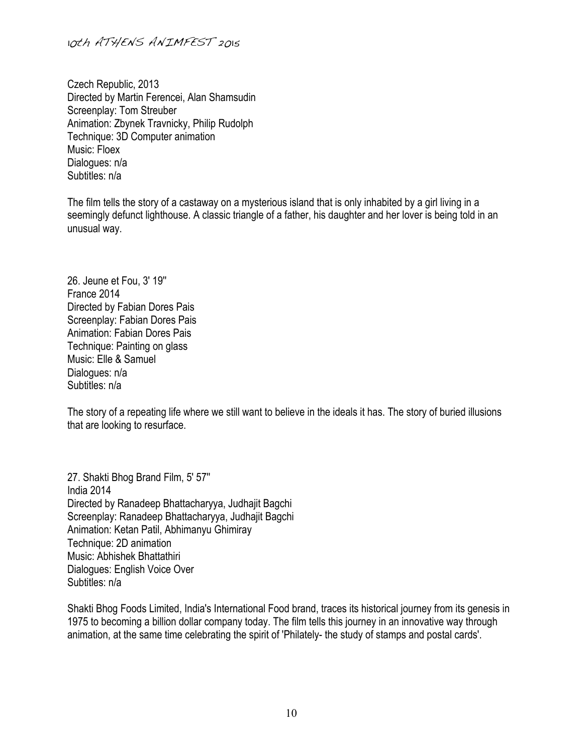Czech Republic, 2013
Directed by Martin Ferencei, Alan Shamsudin
Screenplay: Tom Streuber
Animation: Zbynek Travnicky, Philip Rudolph
Technique: 3D Computer animation
Music: Floex
Dialogues: n/a
Subtitles: n/a

The film tells the story of a castaway on a mysterious island that is only inhabited by a girl living in a seemingly defunct lighthouse. A classic triangle of a father, his daughter and her lover is being told in an unusual way.

26. Jeune et Fou, 3' 19''
France 2014
Directed by Fabian Dores Pais
Screenplay: Fabian Dores Pais
Animation: Fabian Dores Pais
Technique: Painting on glass
Music: Elle & Samuel
Dialogues: n/a
Subtitles: n/a

The story of a repeating life where we still want to believe in the ideals it has. The story of buried illusions that are looking to resurface.

27. Shakti Bhog Brand Film, 5' 57''
India 2014
Directed by Ranadeep Bhattacharyya, Judhajit Bagchi
Screenplay: Ranadeep Bhattacharyya, Judhajit Bagchi
Animation: Ketan Patil, Abhimanyu Ghimiray
Technique: 2D animation
Music: Abhishek Bhattathiri
Dialogues: English Voice Over
Subtitles: n/a

Shakti Bhog Foods Limited, India's International Food brand, traces its historical journey from its genesis in 1975 to becoming a billion dollar company today. The film tells this journey in an innovative way through animation, at the same time celebrating the spirit of 'Philately- the study of stamps and postal cards'.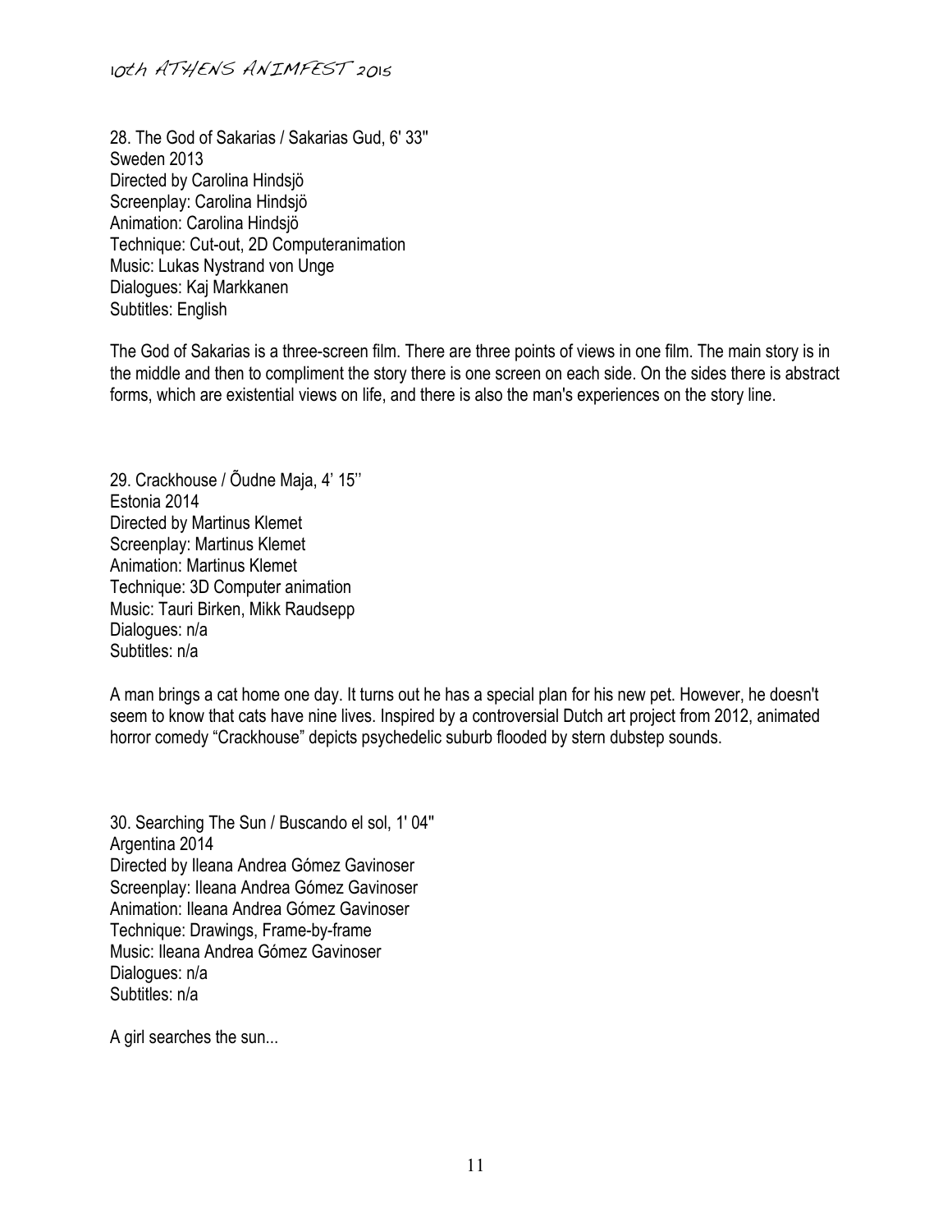28. The God of Sakarias / Sakarias Gud, 6' 33''
Sweden 2013
Directed by Carolina Hindsjö
Screenplay: Carolina Hindsjö
Animation: Carolina Hindsjö
Technique: Cut-out, 2D Computeranimation
Music: Lukas Nystrand von Unge
Dialogues: Kaj Markkanen
Subtitles: English

The God of Sakarias is a three-screen film. There are three points of views in one film. The main story is in the middle and then to compliment the story there is one screen on each side. On the sides there is abstract forms, which are existential views on life, and there is also the man's experiences on the story line.

29. Crackhouse / Õudne Maja, 4' 15''
Estonia 2014
Directed by Martinus Klemet
Screenplay: Martinus Klemet
Animation: Martinus Klemet
Technique: 3D Computer animation
Music: Tauri Birken, Mikk Raudsepp
Dialogues: n/a
Subtitles: n/a

A man brings a cat home one day. It turns out he has a special plan for his new pet. However, he doesn't seem to know that cats have nine lives. Inspired by a controversial Dutch art project from 2012, animated horror comedy "Crackhouse" depicts psychedelic suburb flooded by stern dubstep sounds.

30. Searching The Sun / Buscando el sol, 1' 04''
Argentina 2014
Directed by Ileana Andrea Gómez Gavinoser
Screenplay: Ileana Andrea Gómez Gavinoser
Animation: Ileana Andrea Gómez Gavinoser
Technique: Drawings, Frame-by-frame
Music: Ileana Andrea Gómez Gavinoser
Dialogues: n/a
Subtitles: n/a

A girl searches the sun...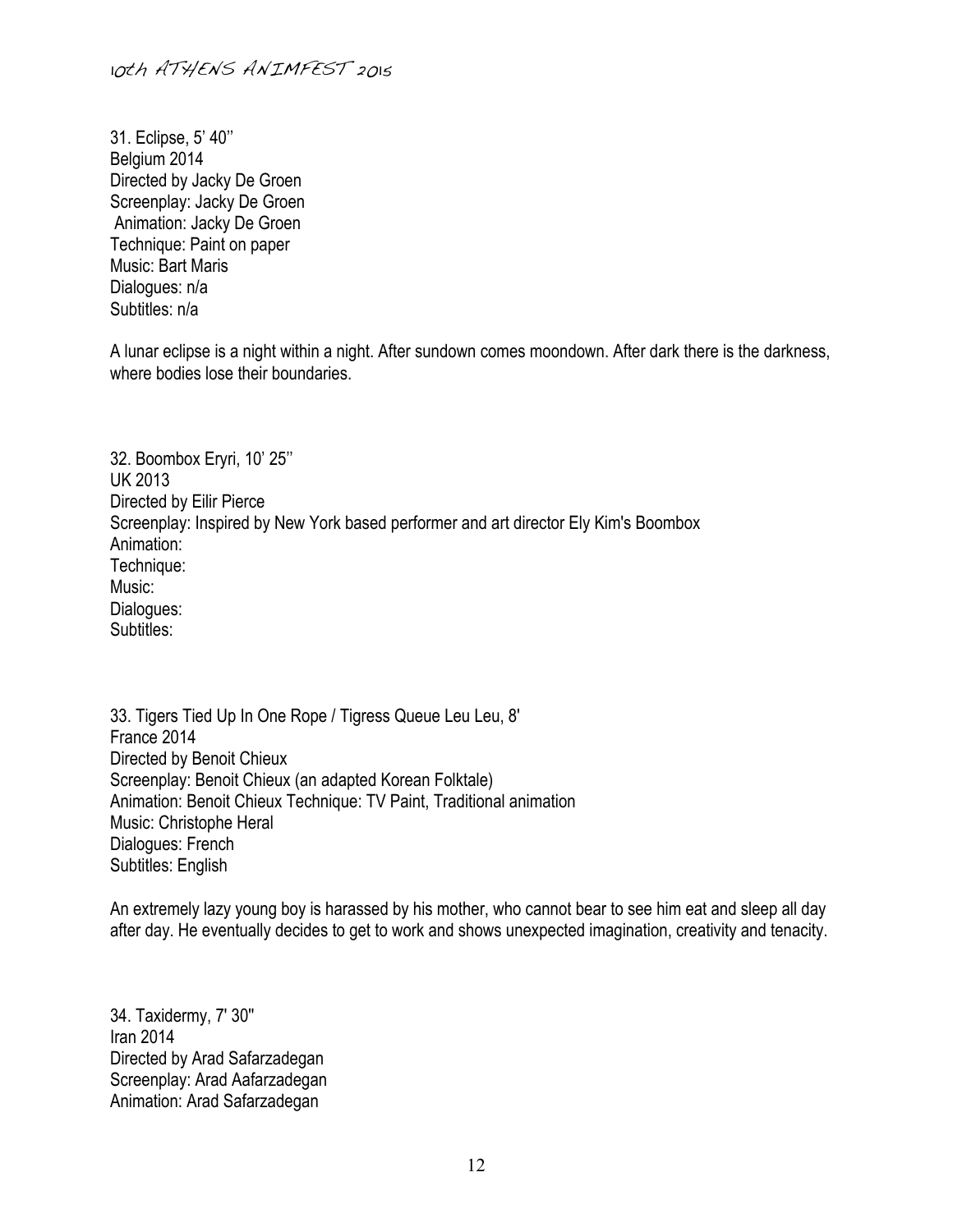31. Eclipse, 5' 40''
Belgium 2014
Directed by Jacky De Groen
Screenplay: Jacky De Groen
Animation: Jacky De Groen
Technique: Paint on paper
Music: Bart Maris
Dialogues: n/a
Subtitles: n/a

A lunar eclipse is a night within a night. After sundown comes moondown. After dark there is the darkness, where bodies lose their boundaries.

32. Boombox Eryri, 10' 25''
UK 2013
Directed by Eilir Pierce
Screenplay: Inspired by New York based performer and art director Ely Kim's Boombox
Animation:
Technique:
Music:
Dialogues:
Subtitles:

33. Tigers Tied Up In One Rope / Tigress Queue Leu Leu, 8'
France 2014
Directed by Benoit Chieux
Screenplay: Benoit Chieux (an adapted Korean Folktale)
Animation: Benoit Chieux Technique: TV Paint, Traditional animation
Music: Christophe Heral
Dialogues: French
Subtitles: English

An extremely lazy young boy is harassed by his mother, who cannot bear to see him eat and sleep all day after day. He eventually decides to get to work and shows unexpected imagination, creativity and tenacity.

34. Taxidermy, 7' 30''
Iran 2014
Directed by Arad Safarzadegan
Screenplay: Arad Aafarzadegan
Animation: Arad Safarzadegan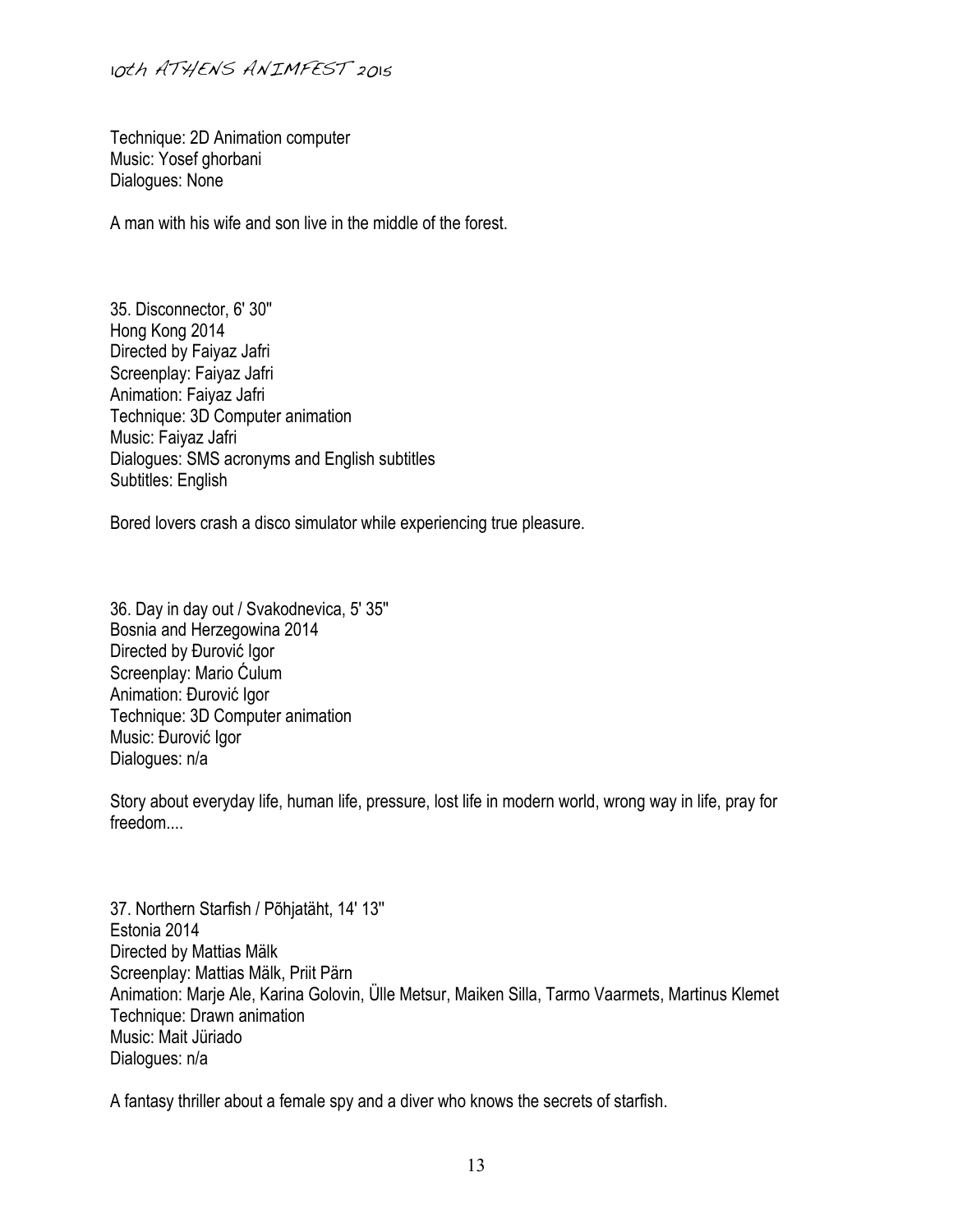Technique: 2D Animation computer
Music: Yosef ghorbani
Dialogues: None

A man with his wife and son live in the middle of the forest.

35. Disconnector, 6' 30''
Hong Kong 2014
Directed by Faiyaz Jafri
Screenplay: Faiyaz Jafri
Animation: Faiyaz Jafri
Technique: 3D Computer animation
Music: Faiyaz Jafri
Dialogues: SMS acronyms and English subtitles
Subtitles: English

Bored lovers crash a disco simulator while experiencing true pleasure.

36. Day in day out / Svakodnevica, 5' 35''
Bosnia and Herzegowina 2014
Directed by Đurović Igor
Screenplay: Mario Ćulum
Animation: Đurović Igor
Technique: 3D Computer animation
Music: Đurović Igor
Dialogues: n/a

Story about everyday life, human life, pressure, lost life in modern world, wrong way in life, pray for freedom....

37. Northern Starfish / Põhjatäht, 14' 13''
Estonia 2014
Directed by Mattias Mälk
Screenplay: Mattias Mälk, Priit Pärn
Animation: Marje Ale, Karina Golovin, Ülle Metsur, Maiken Silla, Tarmo Vaarmets, Martinus Klemet
Technique: Drawn animation
Music: Mait Jüriado
Dialogues: n/a

A fantasy thriller about a female spy and a diver who knows the secrets of starfish.